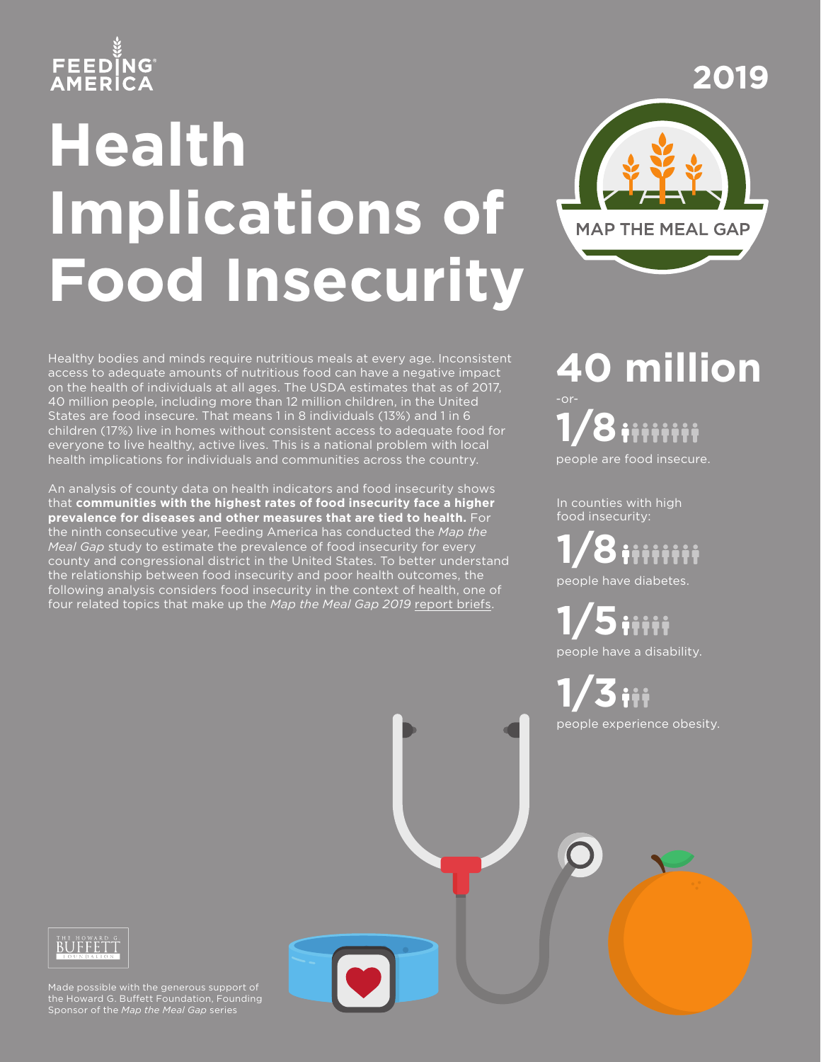FEEDING AMERICA

2019

# Health Implications of Food Insecurity

MAP THE MEAL GAP

Healthy bodies and minds require nutritious meals at every age. Inconsistent access to adequate amounts of nutritious food can have a negative impact on the health of individuals at all ages. The USDA estimates that as of 2017, 40 million people, including more than 12 million children, in the United States are food insecure. That means 1 in 8 individuals (13%) and 1 in 6 children (17%) live in homes without consistent access to adequate food for everyone to live healthy, active lives. This is a national problem with local health implications for individuals and communities across the country.

An analysis of county data on health indicators and food insecurity shows that **communities with the highest rates of food insecurity face a higher prevalence for diseases and other measures that are tied to health.** For the ninth consecutive year, Feeding America has conducted the *Map the Meal Gap* study to estimate the prevalence of food insecurity for every county and congressional district in the United States. To better understand the relationship between food insecurity and poor health outcomes, the following analysis considers food insecurity in the context of health, one of four related topics that make up the *Map the Meal Gap 2019* report briefs.

**40 million**

-or-

**1/8**

people are food insecure.

In counties with high food insecurity:

**1/8**

people have diabetes.

**1/5**

people have a disability.

**1/3**

people experience obesity.

THE HOWARD G. BUFFETT FOUNDATION

Made possible with the generous support of the Howard G. Buffett Foundation, Founding Sponsor of the *Map the Meal Gap* series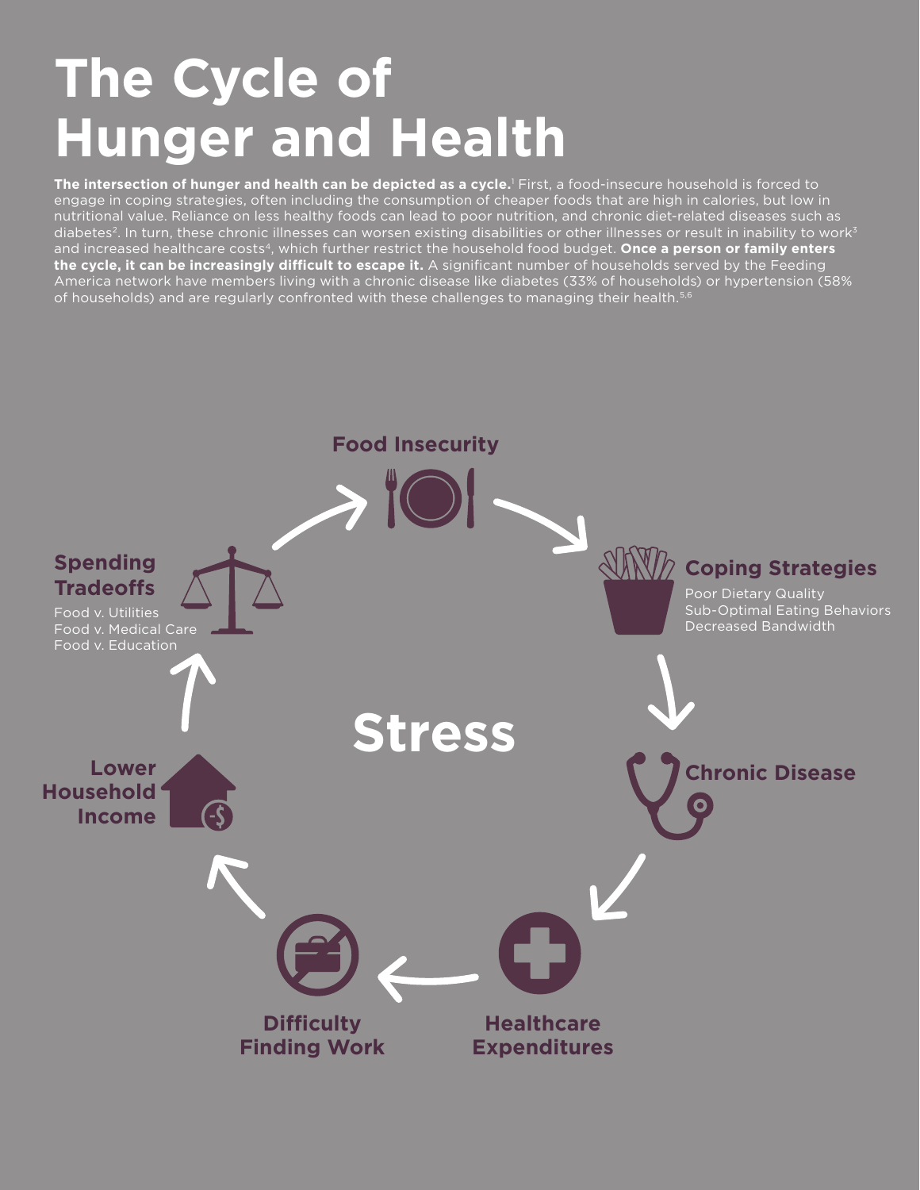# The Cycle of Hunger and Health

**The intersection of hunger and health can be depicted as a cycle.**[1] First, a food-insecure household is forced to engage in coping strategies, often including the consumption of cheaper foods that are high in calories, but low in nutritional value. Reliance on less healthy foods can lead to poor nutrition, and chronic diet-related diseases such as diabetes[2]. In turn, these chronic illnesses can worsen existing disabilities or other illnesses or result in inability to work[3] and increased healthcare costs[4], which further restrict the household food budget. **Once a person or family enters the cycle, it can be increasingly difficult to escape it.** A significant number of households served by the Feeding America network have members living with a chronic disease like diabetes (33% of households) or hypertension (58% of households) and are regularly confronted with these challenges to managing their health.[5,6]

**Food Insecurity**

**Coping Strategies**

Poor Dietary Quality
Sub-Optimal Eating Behaviors
Decreased Bandwidth

**Chronic Disease**

**Healthcare Expenditures**

**Difficulty Finding Work**

**Lower Household Income**

**Spending Tradeoffs**

Food v. Utilities
Food v. Medical Care
Food v. Education

**Stress**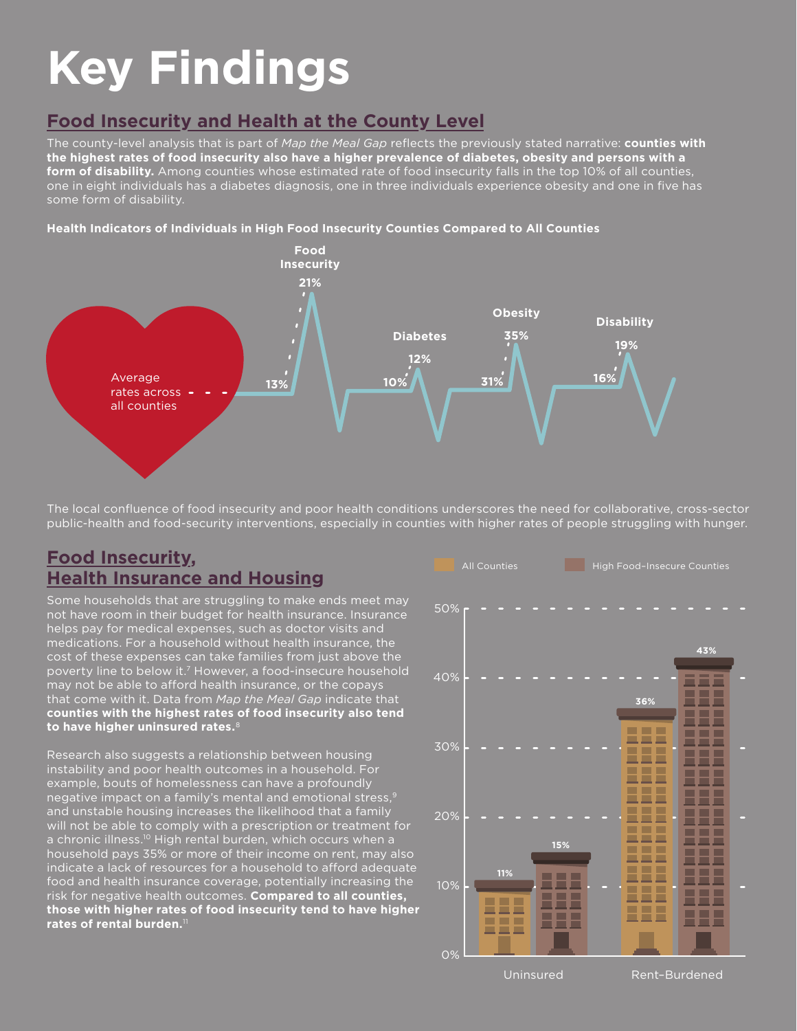# Key Findings

## Food Insecurity and Health at the County Level

The county-level analysis that is part of *Map the Meal Gap* reflects the previously stated narrative: **counties with the highest rates of food insecurity also have a higher prevalence of diabetes, obesity and persons with a form of disability.** Among counties whose estimated rate of food insecurity falls in the top 10% of all counties, one in eight individuals has a diabetes diagnosis, one in three individuals experience obesity and one in five has some form of disability.

**Health Indicators of Individuals in High Food Insecurity Counties Compared to All Counties**

| | Average rates across all counties | High food insecurity counties |
|---|---|---|
| Food Insecurity | 13% | 21% |
| Diabetes | 10% | 12% |
| Obesity | 31% | 35% |
| Disability | 16% | 19% |

The local confluence of food insecurity and poor health conditions underscores the need for collaborative, cross-sector public-health and food-security interventions, especially in counties with higher rates of people struggling with hunger.

## Food Insecurity, Health Insurance and Housing

Some households that are struggling to make ends meet may not have room in their budget for health insurance. Insurance helps pay for medical expenses, such as doctor visits and medications. For a household without health insurance, the cost of these expenses can take families from just above the poverty line to below it.[7] However, a food-insecure household may not be able to afford health insurance, or the copays that come with it. Data from *Map the Meal Gap* indicate that **counties with the highest rates of food insecurity also tend to have higher uninsured rates.**[8]

Research also suggests a relationship between housing instability and poor health outcomes in a household. For example, bouts of homelessness can have a profoundly negative impact on a family's mental and emotional stress,[9] and unstable housing increases the likelihood that a family will not be able to comply with a prescription or treatment for a chronic illness.[10] High rental burden, which occurs when a household pays 35% or more of their income on rent, may also indicate a lack of resources for a household to afford adequate food and health insurance coverage, potentially increasing the risk for negative health outcomes. **Compared to all counties, those with higher rates of food insecurity tend to have higher rates of rental burden.**[11]

| | All Counties | High Food-Insecure Counties |
|---|---|---|
| Uninsured | 11% | 15% |
| Rent-Burdened | 36% | 43% |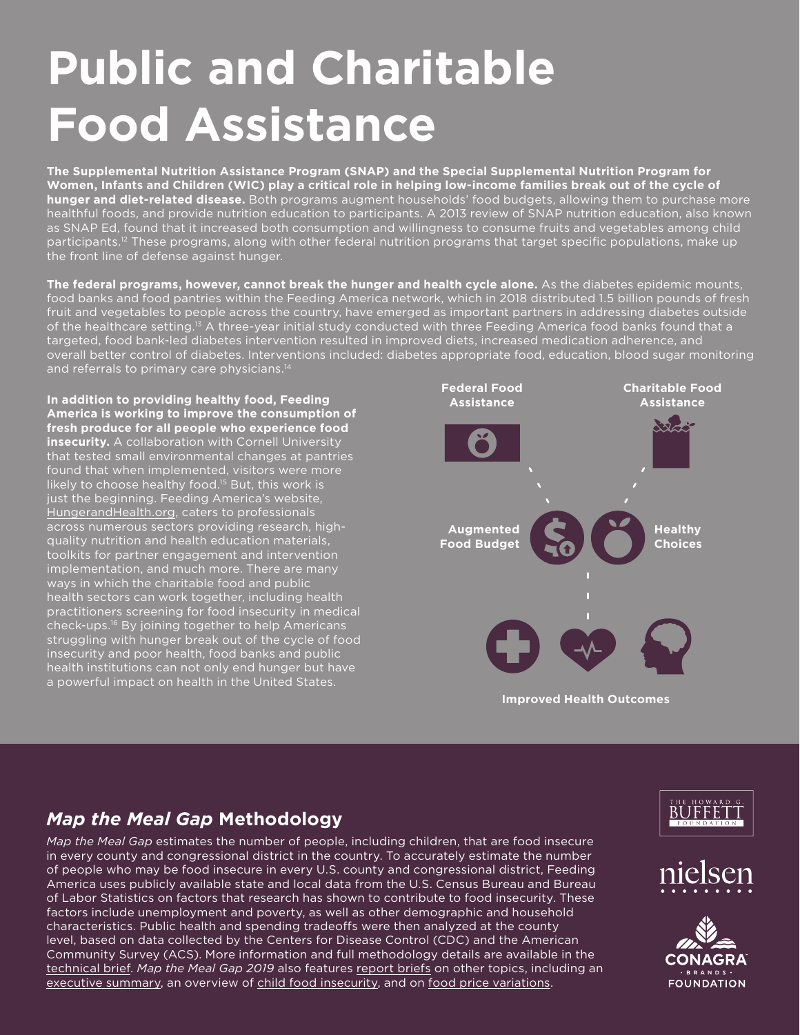# Public and Charitable Food Assistance

**The Supplemental Nutrition Assistance Program (SNAP) and the Special Supplemental Nutrition Program for Women, Infants and Children (WIC) play a critical role in helping low-income families break out of the cycle of hunger and diet-related disease.** Both programs augment households' food budgets, allowing them to purchase more healthful foods, and provide nutrition education to participants. A 2013 review of SNAP nutrition education, also known as SNAP Ed, found that it increased both consumption and willingness to consume fruits and vegetables among child participants.[12] These programs, along with other federal nutrition programs that target specific populations, make up the front line of defense against hunger.

**The federal programs, however, cannot break the hunger and health cycle alone.** As the diabetes epidemic mounts, food banks and food pantries within the Feeding America network, which in 2018 distributed 1.5 billion pounds of fresh fruit and vegetables to people across the country, have emerged as important partners in addressing diabetes outside of the healthcare setting.[13] A three-year initial study conducted with three Feeding America food banks found that a targeted, food bank-led diabetes intervention resulted in improved diets, increased medication adherence, and overall better control of diabetes. Interventions included: diabetes appropriate food, education, blood sugar monitoring and referrals to primary care physicians.[14]

**In addition to providing healthy food, Feeding America is working to improve the consumption of fresh produce for all people who experience food insecurity.** A collaboration with Cornell University that tested small environmental changes at pantries found that when implemented, visitors were more likely to choose healthy food.[15] But, this work is just the beginning. Feeding America's website, HungerandHealth.org, caters to professionals across numerous sectors providing research, high-quality nutrition and health education materials, toolkits for partner engagement and intervention implementation, and much more. There are many ways in which the charitable food and public health sectors can work together, including health practitioners screening for food insecurity in medical check-ups.[16] By joining together to help Americans struggling with hunger break out of the cycle of food insecurity and poor health, food banks and public health institutions can not only end hunger but have a powerful impact on health in the United States.

Federal Food Assistance

Charitable Food Assistance

Augmented Food Budget

Healthy Choices

Improved Health Outcomes

## *Map the Meal Gap* Methodology

*Map the Meal Gap* estimates the number of people, including children, that are food insecure in every county and congressional district in the country. To accurately estimate the number of people who may be food insecure in every U.S. county and congressional district, Feeding America uses publicly available state and local data from the U.S. Census Bureau and Bureau of Labor Statistics on factors that research has shown to contribute to food insecurity. These factors include unemployment and poverty, as well as other demographic and household characteristics. Public health and spending tradeoffs were then analyzed at the county level, based on data collected by the Centers for Disease Control (CDC) and the American Community Survey (ACS). More information and full methodology details are available in the technical brief. *Map the Meal Gap 2019* also features report briefs on other topics, including an executive summary, an overview of child food insecurity, and on food price variations.

THE HOWARD G. BUFFETT FOUNDATION

nielsen

CONAGRA BRANDS FOUNDATION